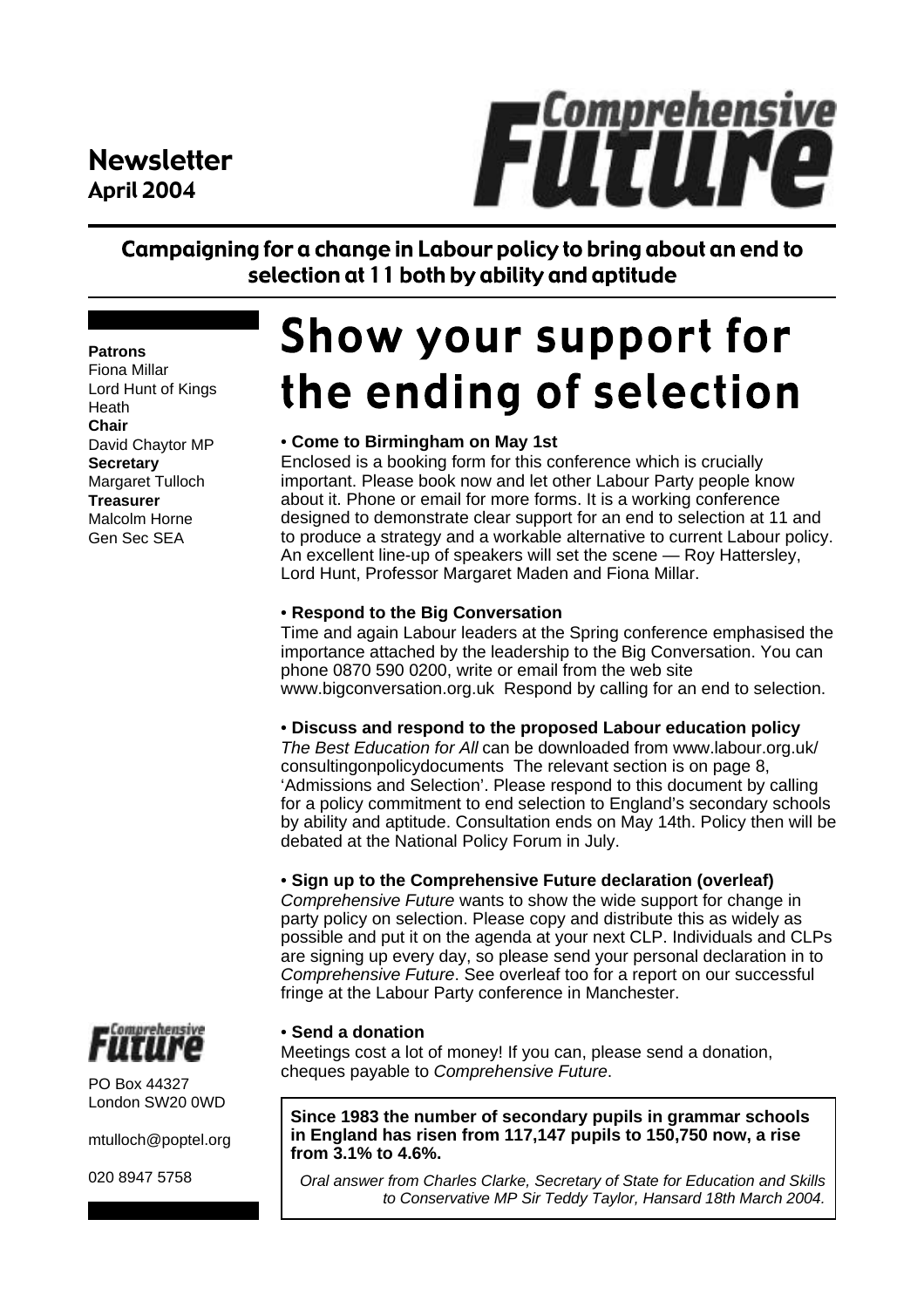# Newsletter
**April 2004**

# Comprehensive Future

**Campaigning for a change in Labour policy to bring about an end to selection at 11 both by ability and aptitude**

**Patrons**
Fiona Millar
Lord Hunt of Kings Heath
**Chair**
David Chaytor MP
**Secretary**
Margaret Tulloch
**Treasurer**
Malcolm Horne
Gen Sec SEA

# Show your support for the ending of selection

**• Come to Birmingham on May 1st**
Enclosed is a booking form for this conference which is crucially important. Please book now and let other Labour Party people know about it. Phone or email for more forms. It is a working conference designed to demonstrate clear support for an end to selection at 11 and to produce a strategy and a workable alternative to current Labour policy. An excellent line-up of speakers will set the scene — Roy Hattersley, Lord Hunt, Professor Margaret Maden and Fiona Millar.

**• Respond to the Big Conversation**
Time and again Labour leaders at the Spring conference emphasised the importance attached by the leadership to the Big Conversation. You can phone 0870 590 0200, write or email from the web site www.bigconversation.org.uk Respond by calling for an end to selection.

**• Discuss and respond to the proposed Labour education policy**
*The Best Education for All* can be downloaded from www.labour.org.uk/consultingonpolicydocuments The relevant section is on page 8, 'Admissions and Selection'. Please respond to this document by calling for a policy commitment to end selection to England's secondary schools by ability and aptitude. Consultation ends on May 14th. Policy then will be debated at the National Policy Forum in July.

**• Sign up to the Comprehensive Future declaration (overleaf)**
*Comprehensive Future* wants to show the wide support for change in party policy on selection. Please copy and distribute this as widely as possible and put it on the agenda at your next CLP. Individuals and CLPs are signing up every day, so please send your personal declaration in to *Comprehensive Future*. See overleaf too for a report on our successful fringe at the Labour Party conference in Manchester.

**• Send a donation**
Meetings cost a lot of money! If you can, please send a donation, cheques payable to *Comprehensive Future*.

**Since 1983 the number of secondary pupils in grammar schools in England has risen from 117,147 pupils to 150,750 now, a rise from 3.1% to 4.6%.**

*Oral answer from Charles Clarke, Secretary of State for Education and Skills to Conservative MP Sir Teddy Taylor, Hansard 18th March 2004.*

Comprehensive Future
PO Box 44327
London SW20 0WD

mtulloch@poptel.org

020 8947 5758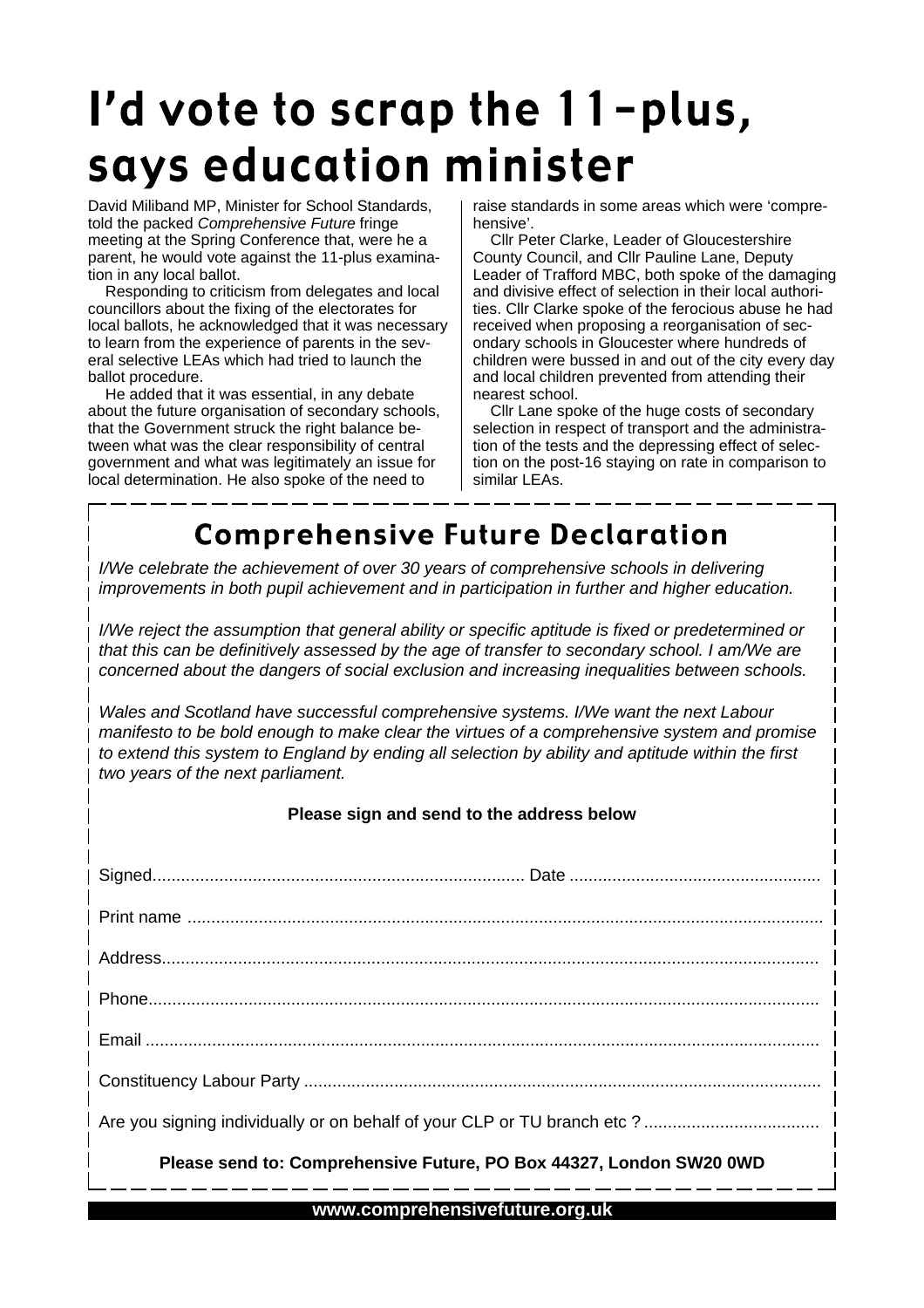# I'd vote to scrap the 11-plus, says education minister

David Miliband MP, Minister for School Standards, told the packed *Comprehensive Future* fringe meeting at the Spring Conference that, were he a parent, he would vote against the 11-plus examination in any local ballot.

Responding to criticism from delegates and local councillors about the fixing of the electorates for local ballots, he acknowledged that it was necessary to learn from the experience of parents in the several selective LEAs which had tried to launch the ballot procedure.

He added that it was essential, in any debate about the future organisation of secondary schools, that the Government struck the right balance between what was the clear responsibility of central government and what was legitimately an issue for local determination. He also spoke of the need to raise standards in some areas which were 'comprehensive'.

Cllr Peter Clarke, Leader of Gloucestershire County Council, and Cllr Pauline Lane, Deputy Leader of Trafford MBC, both spoke of the damaging and divisive effect of selection in their local authorities. Cllr Clarke spoke of the ferocious abuse he had received when proposing a reorganisation of secondary schools in Gloucester where hundreds of children were bussed in and out of the city every day and local children prevented from attending their nearest school.

Cllr Lane spoke of the huge costs of secondary selection in respect of transport and the administration of the tests and the depressing effect of selection on the post-16 staying on rate in comparison to similar LEAs.

## Comprehensive Future Declaration

*I/We celebrate the achievement of over 30 years of comprehensive schools in delivering improvements in both pupil achievement and in participation in further and higher education.*

*I/We reject the assumption that general ability or specific aptitude is fixed or predetermined or that this can be definitively assessed by the age of transfer to secondary school. I am/We are concerned about the dangers of social exclusion and increasing inequalities between schools.*

*Wales and Scotland have successful comprehensive systems. I/We want the next Labour manifesto to be bold enough to make clear the virtues of a comprehensive system and promise to extend this system to England by ending all selection by ability and aptitude within the first two years of the next parliament.*

**Please sign and send to the address below**

Signed.............................................................................. Date .....................................................

Print name .....................................................................................................................................

Address..........................................................................................................................................

Phone.............................................................................................................................................

Email .............................................................................................................................................

Constituency Labour Party .............................................................................................................

Are you signing individually or on behalf of your CLP or TU branch etc ? .....................................

**Please send to: Comprehensive Future, PO Box 44327, London SW20 0WD**

**www.comprehensivefuture.org.uk**